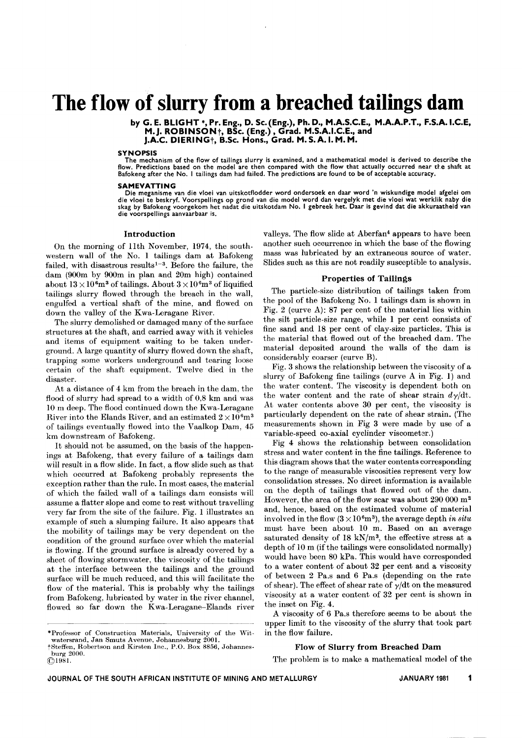# The flow of slurry from a breached tailings dam

**by G. E. BLIGHT \*, Pr. Eng., D. Sc. (Eng.), Ph. D., M.A.S.C.E., M.A.A.P.T., F.S.A. I.C.E, M.J. ROBINSON†, BSc. (Eng.), Grad. M.S.A.I.C.E., and J.A.C. DIERING†, B.Sc. Hons., Grad. M. S. A. I. M. M.**

### SYNOPSIS

The mechanism of the flow of tailings slurry is examined, and a mathematical model is derived to describe the flow. Predictions based on the model are then compared with the flow that actually occurred near the shaft at Bafokeng after the No. 1 tailings dam had failed. The predictions are found to be of acceptable accuracy.

### SAMEVATTING

Die meganisme van die vloei van uitskotflodder word ondersoek en daar word 'n wiskundige model afgelei om die vloei te beskryf. Voorspellings op grond van die model word dan vergelyk met die vloei wat werklik plaasgevind het naby die skag by Bafokeng voorgekom het nadat die uitskotdam No. 1 gebreek het. Daar is gevind dat die akkuraatheid van die voorspellings aanvaarbaar is.

## Introduction

On the morning of 11th November, 1974, the south-western wall of the No. 1 tailings dam at Bafokeng failed, with disastrous results[1-3]. Before the failure, the dam (900m by 900m in plan and 20m high) contained about $13 \times 10^6$m$^3$ of tailings. About $3 \times 10^6$m$^3$ of liquified tailings slurry flowed through the breach in the wall, engulfed a vertical shaft of the mine, and flowed on down the valley of the Kwa-Leragane River.

The slurry demolished or damaged many of the surface structures at the shaft, and carried away with it vehicles and items of equipment waiting to be taken underground. A large quantity of slurry flowed down the shaft, trapping some workers underground and tearing loose certain of the shaft equipment. Twelve died in the disaster.

At a distance of 4 km from the breach in the dam, the flood of slurry had spread to a width of 0,8 km and was 10 m deep. The flood continued down the Kwa-Leragane River into the Elands River, and an estimated $2 \times 10^6$m$^3$ of tailings eventually flowed into the Vaalkop Dam, 45 km downstream of Bafokeng.

It should not be assumed, on the basis of the happenings at Bafokeng, that every failure of a tailings dam will result in a flow slide. In fact, a flow slide such as that which occurred at Bafokeng probably represents the exception rather than the rule. In most cases, the material of which the failed wall of a tailings dam consists will assume a flatter slope and come to rest without travelling very far from the site of the failure. Fig. 1 illustrates an example of such a slumping failure. It also appears that the mobility of tailings may be very dependent on the condition of the ground surface over which the material is flowing. If the ground surface is already covered by a sheet of flowing stormwater, the viscosity of the tailings at the interface between the tailings and the ground surface will be much reduced, and this will facilitate the flow of the material. This is probably why the tailings from Bafokeng, lubricated by water in the river channel, flowed so far down the Kwa-Leragane–Elands river valleys. The flow slide at Aberfan[4] appears to have been another such occurrence in which the base of the flowing mass was lubricated by an extraneous source of water. Slides such as this are not readily susceptible to analysis.

## Properties of Tailings

The particle-size distribution of tailings taken from the pool of the Bafokeng No. 1 tailings dam is shown in Fig. 2 (curve A): 87 per cent of the material lies within the silt particle-size range, while 1 per cent consists of fine sand and 18 per cent of clay-size particles. This is the material that flowed out of the breached dam. The material deposited around the walls of the dam is considerably coarser (curve B).

Fig. 3 shows the relationship between the viscosity of a slurry of Bafokeng fine tailings (curve A in Fig. 1) and the water content. The viscosity is dependent both on the water content and the rate of shear strain $d\gamma/dt$. At water contents above 30 per cent, the viscosity is particularly dependent on the rate of shear strain. (The measurements shown in Fig 3 were made by use of a variable-speed co-axial cyclinder viscometer.)

Fig 4 shows the relationship between consolidation stress and water content in the fine tailings. Reference to this diagram shows that the water contents corresponding to the range of measurable viscosities represent very low consolidation stresses. No direct information is available on the depth of tailings that flowed out of the dam. However, the area of the flow scar was about 290 000 m$^2$ and, hence, based on the estimated volume of material involved in the flow ($3 \times 10^6$m$^3$), the average depth *in situ* must have been about 10 m. Based on an average saturated density of 18 kN/m$^3$, the effective stress at a depth of 10 m (if the tailings were consolidated normally) would have been 80 kPa. This would have corresponded to a water content of about 32 per cent and a viscosity of between 2 Pa.s and 6 Pa.s (depending on the rate of shear). The effect of shear rate of $\gamma$/dt on the measured viscosity at a water content of 32 per cent is shown in the inset on Fig. 4.

A viscosity of 6 Pa.s therefore seems to be about the upper limit to the viscosity of the slurry that took part in the flow failure.

## Flow of Slurry from Breached Dam

The problem is to make a mathematical model of the

---

\*Professor of Construction Materials, University of the Witwatersrand, Jan Smuts Avenue, Johannesburg 2001.
†Steffen, Robertson and Kirsten Inc., P.O. Box 8856, Johannesburg 2000.
©1981.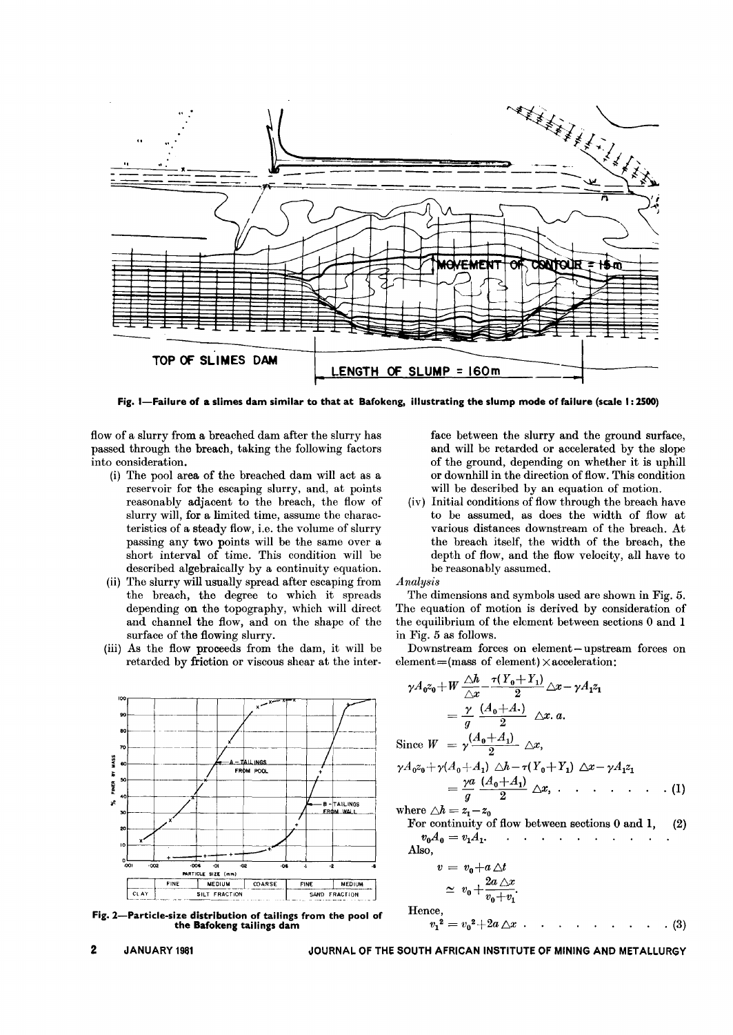Fig. 1—Failure of a slimes dam similar to that at Bafokeng, illustrating the slump mode of failure (scale 1 : 2500)

flow of a slurry from a breached dam after the slurry has passed through the breach, taking the following factors into consideration.

(i) The pool area of the breached dam will act as a reservoir for the escaping slurry, and, at points reasonably adjacent to the breach, the flow of slurry will, for a limited time, assume the characteristics of a steady flow, i.e. the volume of slurry passing any two points will be the same over a short interval of time. This condition will be described algebraically by a continuity equation.

(ii) The slurry will usually spread after escaping from the breach, the degree to which it spreads depending on the topography, which will direct and channel the flow, and on the shape of the surface of the flowing slurry.

(iii) As the flow proceeds from the dam, it will be retarded by friction or viscous shear at the interface between the slurry and the ground surface, and will be retarded or accelerated by the slope of the ground, depending on whether it is uphill or downhill in the direction of flow. This condition will be described by an equation of motion.

(iv) Initial conditions of flow through the breach have to be assumed, as does the width of flow at various distances downstream of the breach. At the breach itself, the width of the breach, the depth of flow, and the flow velocity, all have to be reasonably assumed.

Fig. 2—Particle-size distribution of tailings from the pool of the Bafokeng tailings dam

*Analysis*

The dimensions and symbols used are shown in Fig. 5. The equation of motion is derived by consideration of the equilibrium of the element between sections 0 and 1 in Fig. 5 as follows.

Downstream forces on element − upstream forces on element = (mass of element) × acceleration:

$$\gamma A_0 z_0 + W\frac{\triangle h}{\triangle x} - \frac{\tau(Y_0+Y_1)}{2}\triangle x - \gamma A_1 z_1 = \frac{\gamma}{g}\frac{(A_0+A.)}{2}\triangle x.\,a.$$

Since $W = \gamma\frac{(A_0+A_1)}{2}\triangle x$,

$$\gamma A_0 z_0 + \gamma(A_0+A_1)\triangle h - \tau(Y_0+Y_1)\triangle x - \gamma A_1 z_1 = \frac{\gamma a}{g}\frac{(A_0+A_1)}{2}\triangle x, \quad \quad (1)$$

where $\triangle h = z_1 - z_0$

For continuity of flow between sections 0 and 1, (2)

$$v_0 A_0 = v_1 A_1.$$

Also,

$$v = v_0 + a\triangle t$$

$$\simeq v_0 + \frac{2a\triangle x}{v_0+v_1}.$$

Hence,

$$v_1^2 = v_0^2 + 2a\triangle x \quad \quad (3)$$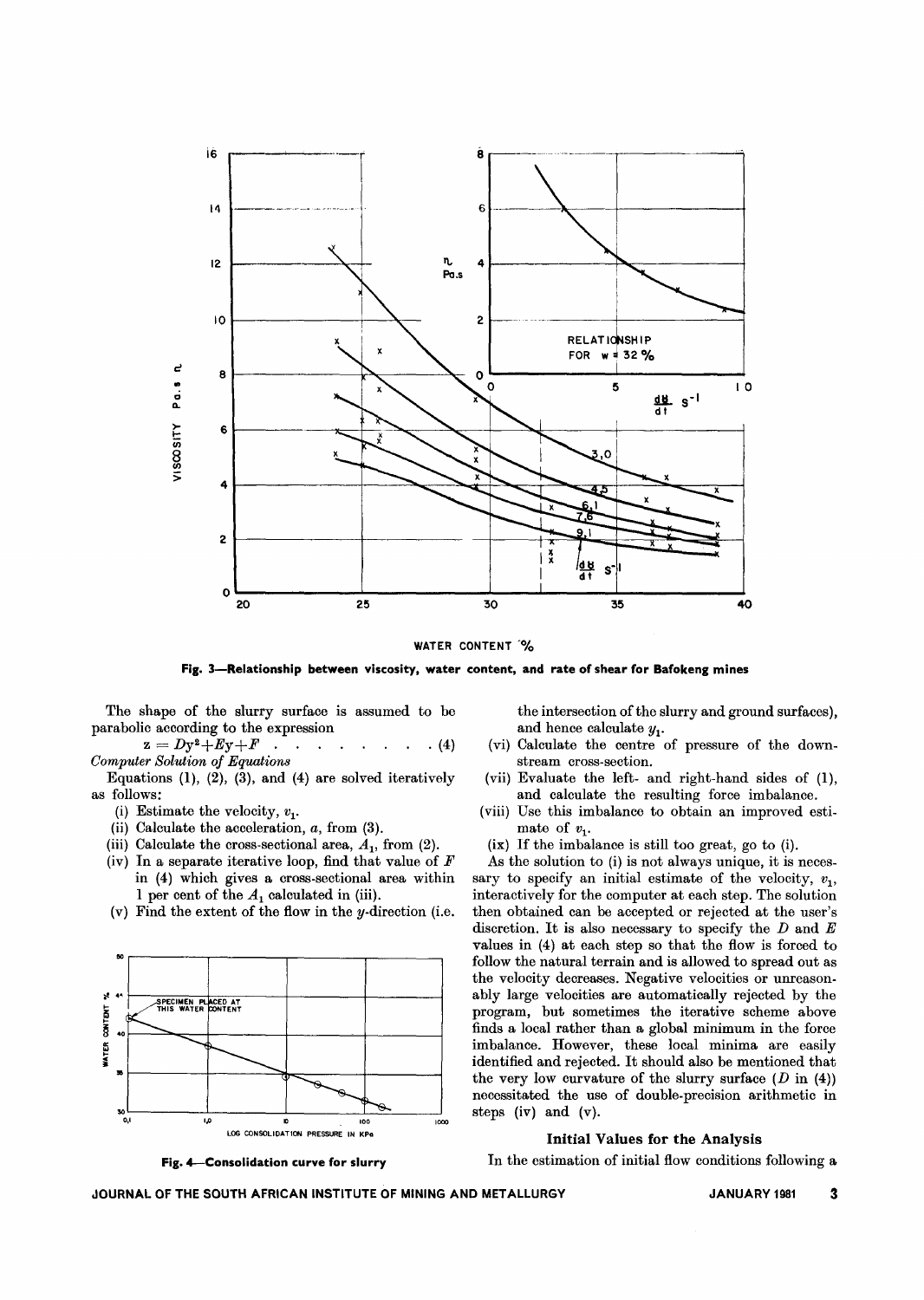Fig. 3—Relationship between viscosity, water content, and rate of shear for Bafokeng mines

The shape of the slurry surface is assumed to be parabolic according to the expression

$$z = Dy^2 + Ey + F \quad . \quad . \quad . \quad . \quad . \quad . \quad . \quad . \quad . \quad (4)$$

*Computer Solution of Equations*

Equations (1), (2), (3), and (4) are solved iteratively as follows:

(i) Estimate the velocity, $v_1$.

(ii) Calculate the acceleration, $a$, from (3).

(iii) Calculate the cross-sectional area, $A_1$, from (2).

(iv) In a separate iterative loop, find that value of $F$ in (4) which gives a cross-sectional area within 1 per cent of the $A_1$ calculated in (iii).

(v) Find the extent of the flow in the $y$-direction (i.e. the intersection of the slurry and ground surfaces), and hence calculate $y_1$.

(vi) Calculate the centre of pressure of the downstream cross-section.

(vii) Evaluate the left- and right-hand sides of (1), and calculate the resulting force imbalance.

(viii) Use this imbalance to obtain an improved estimate of $v_1$.

(ix) If the imbalance is still too great, go to (i).

As the solution to (i) is not always unique, it is necessary to specify an initial estimate of the velocity, $v_1$, interactively for the computer at each step. The solution then obtained can be accepted or rejected at the user's discretion. It is also necessary to specify the $D$ and $E$ values in (4) at each step so that the flow is forced to follow the natural terrain and is allowed to spread out as the velocity decreases. Negative velocities or unreasonably large velocities are automatically rejected by the program, but sometimes the iterative scheme above finds a local rather than a global minimum in the force imbalance. However, these local minima are easily identified and rejected. It should also be mentioned that the very low curvature of the slurry surface ($D$ in (4)) necessitated the use of double-precision arithmetic in steps (iv) and (v).

Fig. 4—Consolidation curve for slurry

## Initial Values for the Analysis

In the estimation of initial flow conditions following a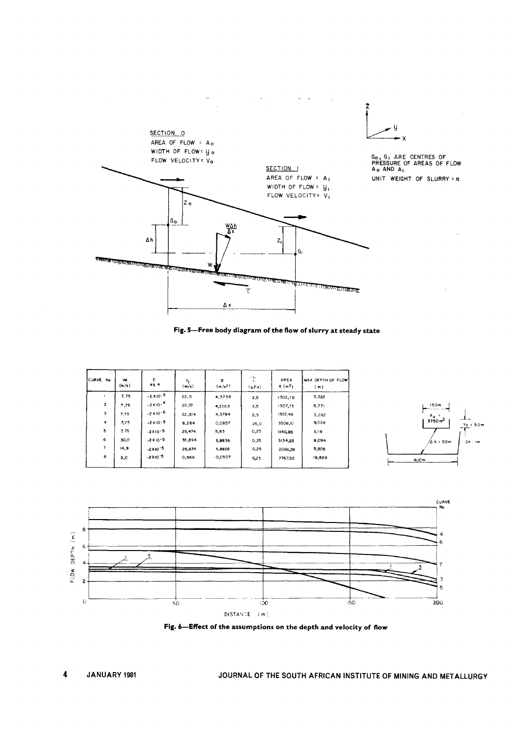Fig. 5—Free body diagram of the flow of slurry at steady state

| CURVE No | $V_0$ (m/s) | D eq. 4 | $V_1$ (m/s) | a (m/s²) | $\tau$ (kPa) | AREA A (m²) | MAX DEPTH OF FLOW (m) |
|---|---|---|---|---|---|---|---|
| 1 | 7,75 | $-2\times10^{-5}$ | 22,31 | 4,3758 | 2,5 | 1302,78 | 3,522 |
| 2 | 7,75 | $-2\times10^{-4}$ | 22,22 | 4,3383 | 2,5 | 1307,73 | 5,771 |
| 3 | 7,75 | $-2\times10^{-6}$ | 22,314 | 4,3784 | 2,5 | 1302,46 | 3,282 |
| 4 | 7,75 | $-2\times10^{-5}$ | 8,284 | 0,0857 | 25,0 | 3508,10 | 9,028 |
| 5 | 7,75 | $-2\times10^{-5}$ | 25,474 | 5,83 | 0,25 | 1140,85 | 3,118 |
| 6 | 30,0 | $-2\times10^{-5}$ | 35,894 | 3,8836 | 0,25 | 3134,25 | 8,094 |
| 7 | 14,9 | $-2\times10^{-5}$ | 26,634 | 4,8838 | 0,25 | 2096,38 | 5,505 |
| 8 | 2,0 | $-2\times10^{-5}$ | 0,966 | $-0,0307$ | 0,25 | 7767,52 | 19,639 |

Fig. 6—Effect of the assumptions on the depth and velocity of flow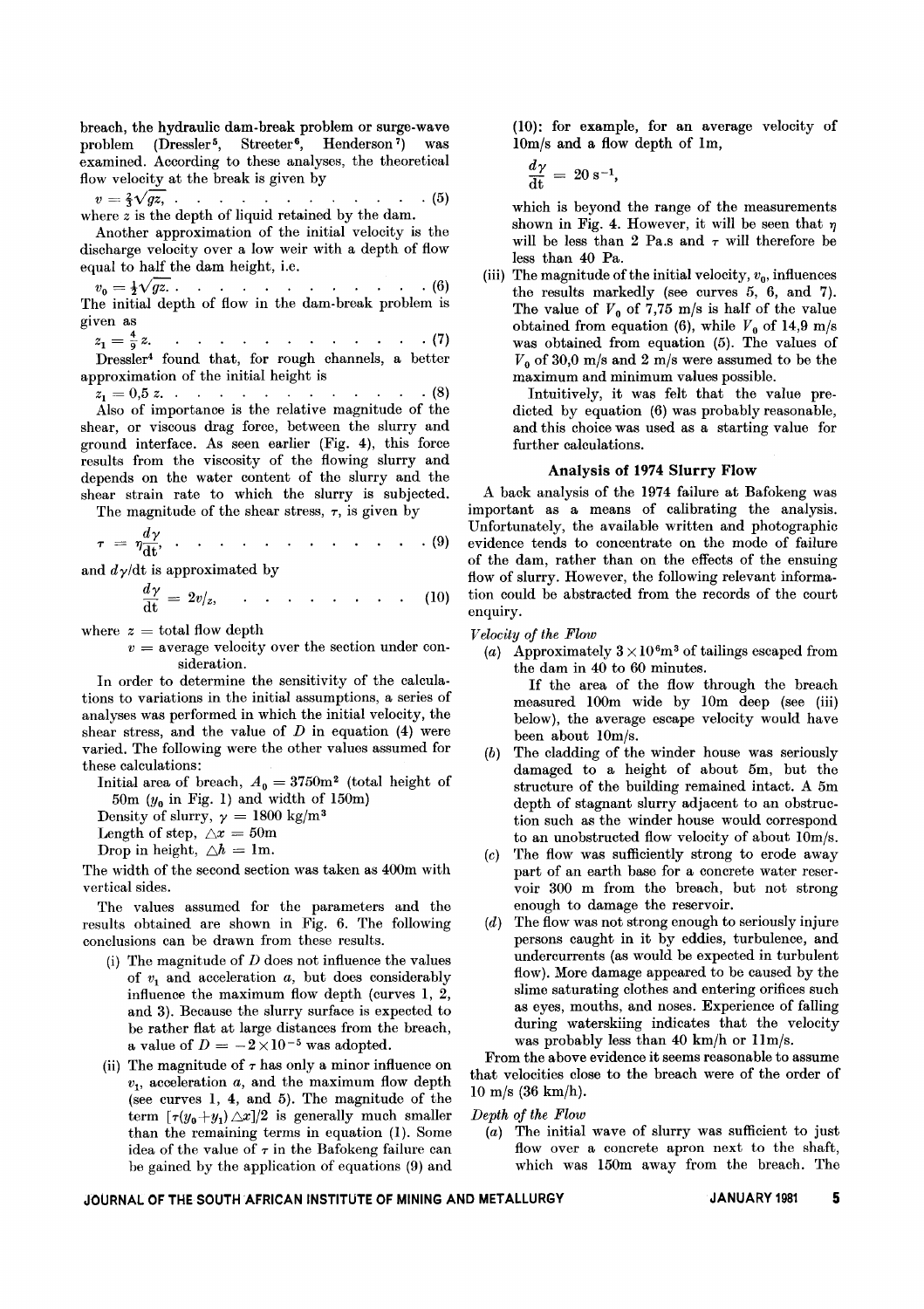breach, the hydraulic dam-break problem or surge-wave problem (Dressler[5], Streeter[6], Henderson[7]) was examined. According to these analyses, the theoretical flow velocity at the break is given by

$$v = \tfrac{2}{3}\sqrt{gz}, \qquad (5)$$

where $z$ is the depth of liquid retained by the dam.

Another approximation of the initial velocity is the discharge velocity over a low weir with a depth of flow equal to half the dam height, i.e.

$$v_0 = \tfrac{1}{2}\sqrt{gz}. \qquad (6)$$

The initial depth of flow in the dam-break problem is given as

$$z_1 = \tfrac{4}{9}z. \qquad (7)$$

Dressler[4] found that, for rough channels, a better approximation of the initial height is

$$z_1 = 0{,}5\,z. \qquad (8)$$

Also of importance is the relative magnitude of the shear, or viscous drag force, between the slurry and ground interface. As seen earlier (Fig. 4), this force results from the viscosity of the flowing slurry and depends on the water content of the slurry and the shear strain rate to which the slurry is subjected.

The magnitude of the shear stress, $\tau$, is given by

$$\tau = \eta\frac{d\gamma}{dt}, \qquad (9)$$

and $d\gamma/dt$ is approximated by

$$\frac{d\gamma}{dt} = 2v/z, \qquad (10)$$

where $z$ = total flow depth
$v$ = average velocity over the section under consideration.

In order to determine the sensitivity of the calculations to variations in the initial assumptions, a series of analyses was performed in which the initial velocity, the shear stress, and the value of $D$ in equation (4) were varied. The following were the other values assumed for these calculations:

Initial area of breach, $A_0 = 3750\text{m}^2$ (total height of 50m ($y_0$ in Fig. 1) and width of 150m)
Density of slurry, $\gamma = 1800$ kg/m$^3$
Length of step, $\triangle x = 50$m
Drop in height, $\triangle h = 1$m.

The width of the second section was taken as 400m with vertical sides.

The values assumed for the parameters and the results obtained are shown in Fig. 6. The following conclusions can be drawn from these results.

(i) The magnitude of $D$ does not influence the values of $v_1$ and acceleration $a$, but does considerably influence the maximum flow depth (curves 1, 2, and 3). Because the slurry surface is expected to be rather flat at large distances from the breach, a value of $D = -2\times10^{-5}$ was adopted.

(ii) The magnitude of $\tau$ has only a minor influence on $v_1$, acceleration $a$, and the maximum flow depth (see curves 1, 4, and 5). The magnitude of the term $[\tau(y_0+y_1)\triangle x]/2$ is generally much smaller than the remaining terms in equation (1). Some idea of the value of $\tau$ in the Bafokeng failure can be gained by the application of equations (9) and (10): for example, for an average velocity of 10m/s and a flow depth of 1m,

$$\frac{d\gamma}{dt} = 20\ \text{s}^{-1},$$

which is beyond the range of the measurements shown in Fig. 4. However, it will be seen that $\eta$ will be less than 2 Pa.s and $\tau$ will therefore be less than 40 Pa.

(iii) The magnitude of the initial velocity, $v_0$, influences the results markedly (see curves 5, 6, and 7). The value of $V_0$ of 7,75 m/s is half of the value obtained from equation (6), while $V_0$ of 14,9 m/s was obtained from equation (5). The values of $V_0$ of 30,0 m/s and 2 m/s were assumed to be the maximum and minimum values possible.

Intuitively, it was felt that the value predicted by equation (6) was probably reasonable, and this choice was used as a starting value for further calculations.

## Analysis of 1974 Slurry Flow

A back analysis of the 1974 failure at Bafokeng was important as a means of calibrating the analysis. Unfortunately, the available written and photographic evidence tends to concentrate on the mode of failure of the dam, rather than on the effects of the ensuing flow of slurry. However, the following relevant information could be abstracted from the records of the court enquiry.

*Velocity of the Flow*

(a) Approximately $3\times10^6$m$^3$ of tailings escaped from the dam in 40 to 60 minutes.

If the area of the flow through the breach measured 100m wide by 10m deep (see (iii) below), the average escape velocity would have been about 10m/s.

(b) The cladding of the winder house was seriously damaged to a height of about 5m, but the structure of the building remained intact. A 5m depth of stagnant slurry adjacent to an obstruction such as the winder house would correspond to an unobstructed flow velocity of about 10m/s.

(c) The flow was sufficiently strong to erode away part of an earth base for a concrete water reservoir 300 m from the breach, but not strong enough to damage the reservoir.

(d) The flow was not strong enough to seriously injure persons caught in it by eddies, turbulence, and undercurrents (as would be expected in turbulent flow). More damage appeared to be caused by the slime saturating clothes and entering orifices such as eyes, mouths, and noses. Experience of falling during waterskiing indicates that the velocity was probably less than 40 km/h or 11m/s.

From the above evidence it seems reasonable to assume that velocities close to the breach were of the order of 10 m/s (36 km/h).

*Depth of the Flow*

(a) The initial wave of slurry was sufficient to just flow over a concrete apron next to the shaft, which was 150m away from the breach. The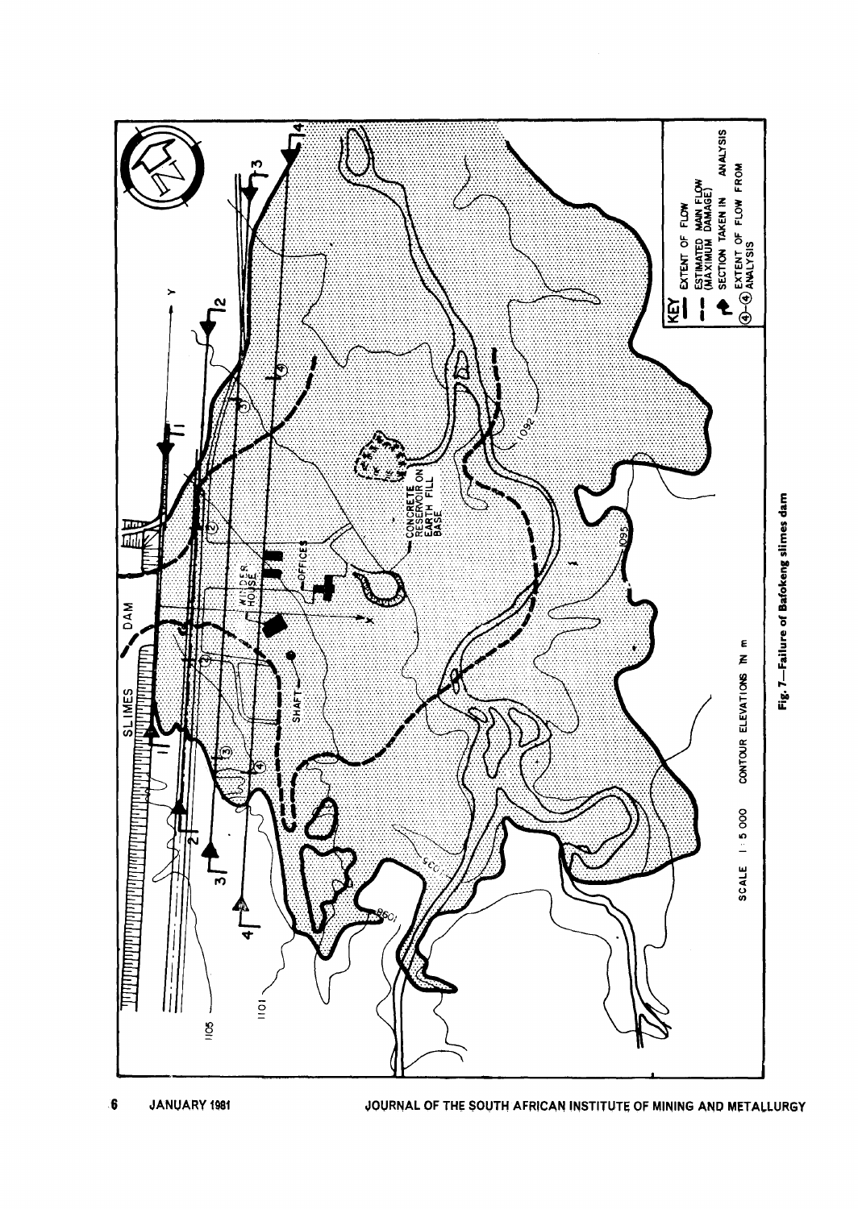Fig. 7—Failure of Bafokeng slimes dam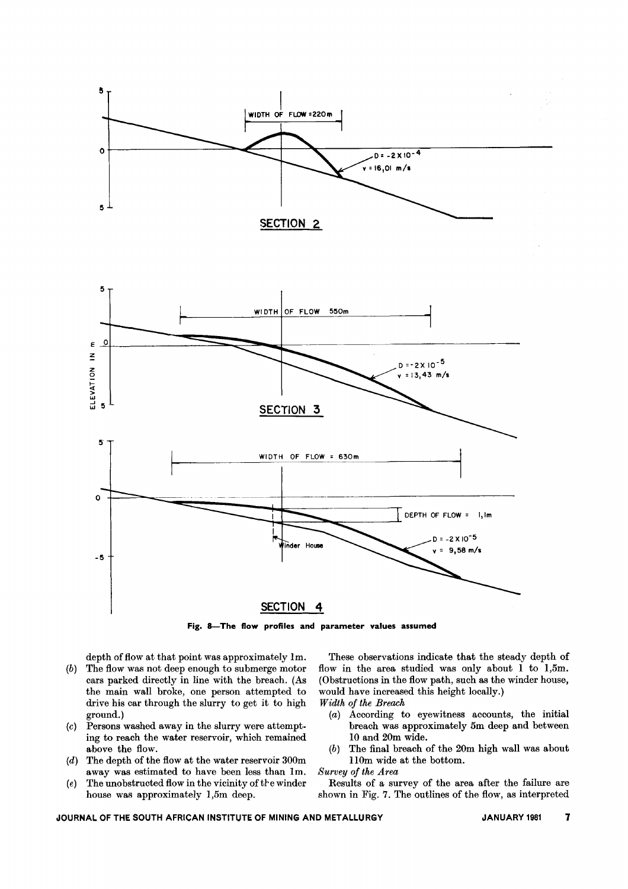Fig. 8—The flow profiles and parameter values assumed

depth of flow at that point was approximately 1m.

(b) The flow was not deep enough to submerge motor cars parked directly in line with the breach. (As the main wall broke, one person attempted to drive his car through the slurry to get it to high ground.)

(c) Persons washed away in the slurry were attempting to reach the water reservoir, which remained above the flow.

(d) The depth of the flow at the water reservoir 300m away was estimated to have been less than 1m.

(e) The unobstructed flow in the vicinity of the winder house was approximately 1,5m deep.

These observations indicate that the steady depth of flow in the area studied was only about 1 to 1,5m. (Obstructions in the flow path, such as the winder house, would have increased this height locally.)

*Width of the Breach*

(a) According to eyewitness accounts, the initial breach was approximately 5m deep and between 10 and 20m wide.

(b) The final breach of the 20m high wall was about 110m wide at the bottom.

*Survey of the Area*

Results of a survey of the area after the failure are shown in Fig. 7. The outlines of the flow, as interpreted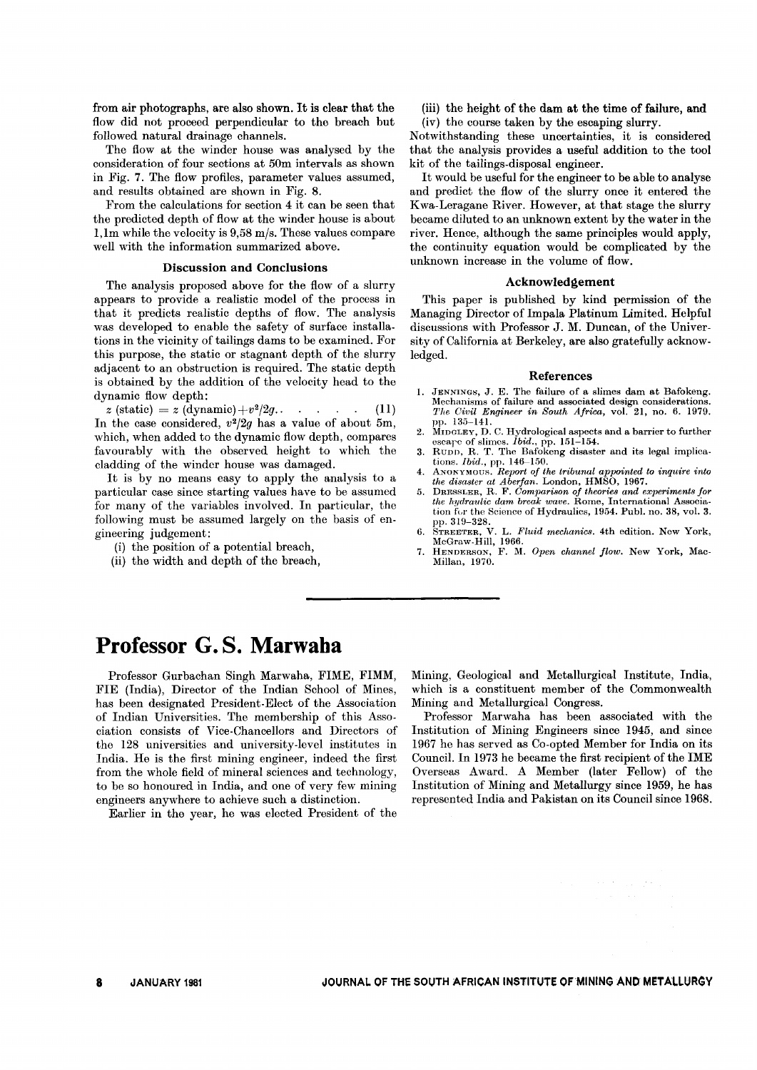from air photographs, are also shown. It is clear that the flow did not proceed perpendicular to the breach but followed natural drainage channels.

The flow at the winder house was analysed by the consideration of four sections at 50m intervals as shown in Fig. 7. The flow profiles, parameter values assumed, and results obtained are shown in Fig. 8.

From the calculations for section 4 it can be seen that the predicted depth of flow at the winder house is about 1,1m while the velocity is 9,58 m/s. These values compare well with the information summarized above.

## Discussion and Conclusions

The analysis proposed above for the flow of a slurry appears to provide a realistic model of the process in that it predicts realistic depths of flow. The analysis was developed to enable the safety of surface installations in the vicinity of tailings dams to be examined. For this purpose, the static or stagnant depth of the slurry adjacent to an obstruction is required. The static depth is obtained by the addition of the velocity head to the dynamic flow depth:

$$z\ (\text{static}) = z\ (\text{dynamic}) + v^2/2g \quad (11)$$

In the case considered, $v^2/2g$ has a value of about 5m, which, when added to the dynamic flow depth, compares favourably with the observed height to which the cladding of the winder house was damaged.

It is by no means easy to apply the analysis to a particular case since starting values have to be assumed for many of the variables involved. In particular, the following must be assumed largely on the basis of engineering judgement:

(i) the position of a potential breach,
(ii) the width and depth of the breach,
(iii) the height of the dam at the time of failure, and
(iv) the course taken by the escaping slurry.

Notwithstanding these uncertainties, it is considered that the analysis provides a useful addition to the tool kit of the tailings-disposal engineer.

It would be useful for the engineer to be able to analyse and predict the flow of the slurry once it entered the Kwa-Leragane River. However, at that stage the slurry became diluted to an unknown extent by the water in the river. Hence, although the same principles would apply, the continuity equation would be complicated by the unknown increase in the volume of flow.

## Acknowledgement

This paper is published by kind permission of the Managing Director of Impala Platinum Limited. Helpful discussions with Professor J. M. Duncan, of the University of California at Berkeley, are also gratefully acknowledged.

## References

1. Jennings, J. E. The failure of a slimes dam at Bafokeng. Mechanisms of failure and associated design considerations. *The Civil Engineer in South Africa*, vol. 21, no. 6. 1979. pp. 135–141.
2. Midgley, D. C. Hydrological aspects and a barrier to further escape of slimes. *Ibid.*, pp. 151–154.
3. Rudd, R. T. The Bafokeng disaster and its legal implications. *Ibid.*, pp. 146–150.
4. Anonymous. *Report of the tribunal appointed to inquire into the disaster at Aberfan.* London, HMSO, 1967.
5. Dressler, R. F. *Comparison of theories and experiments for the hydraulic dam break wave.* Rome, International Association for the Science of Hydraulics, 1954. Publ. no. 38, vol. 3. pp. 319–328.
6. Streeter, V. L. *Fluid mechanics.* 4th edition. New York, McGraw-Hill, 1966.
7. Henderson, F. M. *Open channel flow.* New York, MacMillan, 1970.

# Professor G. S. Marwaha

Professor Gurbachan Singh Marwaha, FIME, FIMM, FIE (India), Director of the Indian School of Mines, has been designated President-Elect of the Association of Indian Universities. The membership of this Association consists of Vice-Chancellors and Directors of the 128 universities and university-level institutes in India. He is the first mining engineer, indeed the first from the whole field of mineral sciences and technology, to be so honoured in India, and one of very few mining engineers anywhere to achieve such a distinction.

Earlier in the year, he was elected President of the Mining, Geological and Metallurgical Institute, India, which is a constituent member of the Commonwealth Mining and Metallurgical Congress.

Professor Marwaha has been associated with the Institution of Mining Engineers since 1945, and since 1967 he has served as Co-opted Member for India on its Council. In 1973 he became the first recipient of the IME Overseas Award. A Member (later Fellow) of the Institution of Mining and Metallurgy since 1959, he has represented India and Pakistan on its Council since 1968.